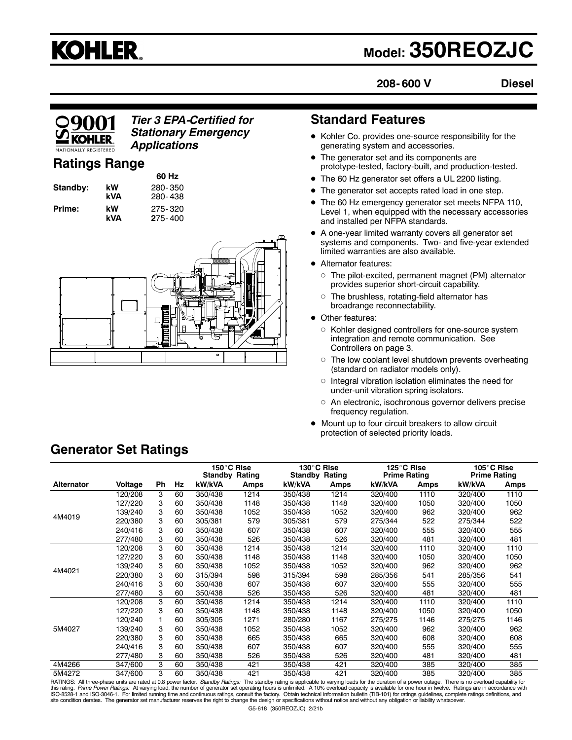# KOHLER

## Model: 350REOZJC

**208-600 V** **Diesel**

ISO 9001 KOHLER NATIONALLY REGISTERED

***Tier 3 EPA-Certified for Stationary Emergency Applications***

## Ratings Range

| | | 60 Hz |
|---|---|---|
| **Standby:** | **kW** | 280-350 |
| | **kVA** | 280-438 |
| **Prime:** | **kW** | 275-320 |
| | **kVA** | 275-400 |

## Standard Features

- Kohler Co. provides one-source responsibility for the generating system and accessories.
- The generator set and its components are prototype-tested, factory-built, and production-tested.
- The 60 Hz generator set offers a UL 2200 listing.
- The generator set accepts rated load in one step.
- The 60 Hz emergency generator set meets NFPA 110, Level 1, when equipped with the necessary accessories and installed per NFPA standards.
- A one-year limited warranty covers all generator set systems and components. Two- and five-year extended limited warranties are also available.
- Alternator features:
  - The pilot-excited, permanent magnet (PM) alternator provides superior short-circuit capability.
  - The brushless, rotating-field alternator has broadrange reconnectability.
- Other features:
  - Kohler designed controllers for one-source system integration and remote communication. See Controllers on page 3.
  - The low coolant level shutdown prevents overheating (standard on radiator models only).
  - Integral vibration isolation eliminates the need for under-unit vibration spring isolators.
  - An electronic, isochronous governor delivers precise frequency regulation.
- Mount up to four circuit breakers to allow circuit protection of selected priority loads.

## Generator Set Ratings

| | | | | 150°C Rise Standby Rating | | 130°C Rise Standby Rating | | 125°C Rise Prime Rating | | 105°C Rise Prime Rating | |
|---|---|---|---|---|---|---|---|---|---|---|---|
| **Alternator** | **Voltage** | **Ph** | **Hz** | **kW/kVA** | **Amps** | **kW/kVA** | **Amps** | **kW/kVA** | **Amps** | **kW/kVA** | **Amps** |
| 4M4019 | 120/208 | 3 | 60 | 350/438 | 1214 | 350/438 | 1214 | 320/400 | 1110 | 320/400 | 1110 |
| | 127/220 | 3 | 60 | 350/438 | 1148 | 350/438 | 1148 | 320/400 | 1050 | 320/400 | 1050 |
| | 139/240 | 3 | 60 | 350/438 | 1052 | 350/438 | 1052 | 320/400 | 962 | 320/400 | 962 |
| | 220/380 | 3 | 60 | 305/381 | 579 | 305/381 | 579 | 275/344 | 522 | 275/344 | 522 |
| | 240/416 | 3 | 60 | 350/438 | 607 | 350/438 | 607 | 320/400 | 555 | 320/400 | 555 |
| | 277/480 | 3 | 60 | 350/438 | 526 | 350/438 | 526 | 320/400 | 481 | 320/400 | 481 |
| 4M4021 | 120/208 | 3 | 60 | 350/438 | 1214 | 350/438 | 1214 | 320/400 | 1110 | 320/400 | 1110 |
| | 127/220 | 3 | 60 | 350/438 | 1148 | 350/438 | 1148 | 320/400 | 1050 | 320/400 | 1050 |
| | 139/240 | 3 | 60 | 350/438 | 1052 | 350/438 | 1052 | 320/400 | 962 | 320/400 | 962 |
| | 220/380 | 3 | 60 | 315/394 | 598 | 315/394 | 598 | 285/356 | 541 | 285/356 | 541 |
| | 240/416 | 3 | 60 | 350/438 | 607 | 350/438 | 607 | 320/400 | 555 | 320/400 | 555 |
| | 277/480 | 3 | 60 | 350/438 | 526 | 350/438 | 526 | 320/400 | 481 | 320/400 | 481 |
| 5M4027 | 120/208 | 3 | 60 | 350/438 | 1214 | 350/438 | 1214 | 320/400 | 1110 | 320/400 | 1110 |
| | 127/220 | 3 | 60 | 350/438 | 1148 | 350/438 | 1148 | 320/400 | 1050 | 320/400 | 1050 |
| | 120/240 | 1 | 60 | 305/305 | 1271 | 280/280 | 1167 | 275/275 | 1146 | 275/275 | 1146 |
| | 139/240 | 3 | 60 | 350/438 | 1052 | 350/438 | 1052 | 320/400 | 962 | 320/400 | 962 |
| | 220/380 | 3 | 60 | 350/438 | 665 | 350/438 | 665 | 320/400 | 608 | 320/400 | 608 |
| | 240/416 | 3 | 60 | 350/438 | 607 | 350/438 | 607 | 320/400 | 555 | 320/400 | 555 |
| | 277/480 | 3 | 60 | 350/438 | 526 | 350/438 | 526 | 320/400 | 481 | 320/400 | 481 |
| 4M4266 | 347/600 | 3 | 60 | 350/438 | 421 | 350/438 | 421 | 320/400 | 385 | 320/400 | 385 |
| 5M4272 | 347/600 | 3 | 60 | 350/438 | 421 | 350/438 | 421 | 320/400 | 385 | 320/400 | 385 |

RATINGS: All three-phase units are rated at 0.8 power factor. *Standby Ratings:* The standby rating is applicable to varying loads for the duration of a power outage. There is no overload capability for this rating. *Prime Power Ratings:* At varying load, the number of generator set operating hours is unlimited. A 10% overload capacity is available for one hour in twelve. Ratings are in accordance with ISO-8528-1 and ISO-3046-1. For limited running time and continuous ratings, consult the factory. Obtain technical information bulletin (TIB-101) for ratings guidelines, complete ratings definitions, and site condition derates. The generator set manufacturer reserves the right to change the design or specifications without notice and without any obligation or liability whatsoever.

G5-618 (350REOZJC) 2/21b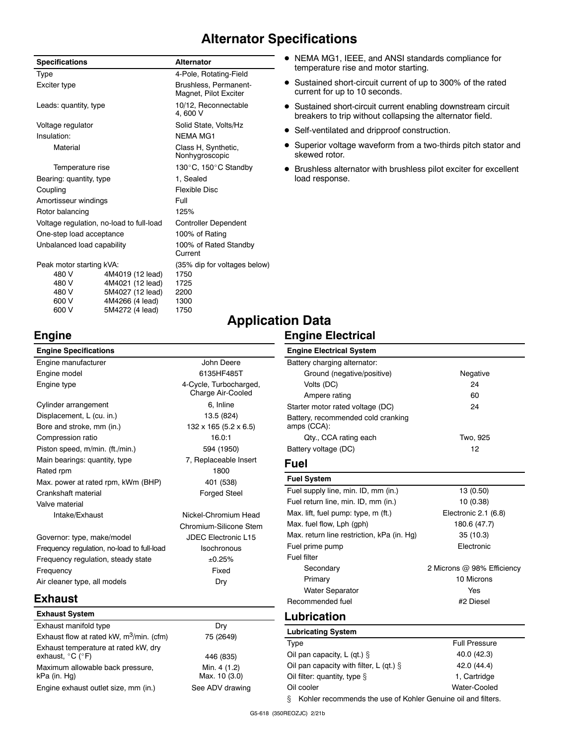# Alternator Specifications

| Specifications | | Alternator |
|---|---|---|
| Type | | 4-Pole, Rotating-Field |
| Exciter type | | Brushless, Permanent-Magnet, Pilot Exciter |
| Leads: quantity, type | | 10/12, Reconnectable 4, 600 V |
| Voltage regulator | | Solid State, Volts/Hz |
| Insulation: | | NEMA MG1 |
| Material | | Class H, Synthetic, Nonhygroscopic |
| Temperature rise | | 130°C, 150°C Standby |
| Bearing: quantity, type | | 1, Sealed |
| Coupling | | Flexible Disc |
| Amortisseur windings | | Full |
| Rotor balancing | | 125% |
| Voltage regulation, no-load to full-load | | Controller Dependent |
| One-step load acceptance | | 100% of Rating |
| Unbalanced load capability | | 100% of Rated Standby Current |
| Peak motor starting kVA: | | (35% dip for voltages below) |
| 480 V | 4M4019 (12 lead) | 1750 |
| 480 V | 4M4021 (12 lead) | 1725 |
| 480 V | 5M4027 (12 lead) | 2200 |
| 600 V | 4M4266 (4 lead) | 1300 |
| 600 V | 5M4272 (4 lead) | 1750 |

- NEMA MG1, IEEE, and ANSI standards compliance for temperature rise and motor starting.
- Sustained short-circuit current of up to 300% of the rated current for up to 10 seconds.
- Sustained short-circuit current enabling downstream circuit breakers to trip without collapsing the alternator field.
- Self-ventilated and dripproof construction.
- Superior voltage waveform from a two-thirds pitch stator and skewed rotor.
- Brushless alternator with brushless pilot exciter for excellent load response.

# Application Data

## Engine

| Engine Specifications | |
|---|---|
| Engine manufacturer | John Deere |
| Engine model | 6135HF485T |
| Engine type | 4-Cycle, Turbocharged, Charge Air-Cooled |
| Cylinder arrangement | 6, Inline |
| Displacement, L (cu. in.) | 13.5 (824) |
| Bore and stroke, mm (in.) | 132 x 165 (5.2 x 6.5) |
| Compression ratio | 16.0:1 |
| Piston speed, m/min. (ft./min.) | 594 (1950) |
| Main bearings: quantity, type | 7, Replaceable Insert |
| Rated rpm | 1800 |
| Max. power at rated rpm, kWm (BHP) | 401 (538) |
| Crankshaft material | Forged Steel |
| Valve material | |
| Intake/Exhaust | Nickel-Chromium Head Chromium-Silicone Stem |
| Governor: type, make/model | JDEC Electronic L15 |
| Frequency regulation, no-load to full-load | Isochronous |
| Frequency regulation, steady state | ±0.25% |
| Frequency | Fixed |
| Air cleaner type, all models | Dry |

## Exhaust

| Exhaust System | |
|---|---|
| Exhaust manifold type | Dry |
| Exhaust flow at rated kW, m$^3$/min. (cfm) | 75 (2649) |
| Exhaust temperature at rated kW, dry exhaust, °C (°F) | 446 (835) |
| Maximum allowable back pressure, kPa (in. Hg) | Min. 4 (1.2) Max. 10 (3.0) |
| Engine exhaust outlet size, mm (in.) | See ADV drawing |

## Engine Electrical

| Engine Electrical System | |
|---|---|
| Battery charging alternator: | |
| Ground (negative/positive) | Negative |
| Volts (DC) | 24 |
| Ampere rating | 60 |
| Starter motor rated voltage (DC) | 24 |
| Battery, recommended cold cranking amps (CCA): | |
| Qty., CCA rating each | Two, 925 |
| Battery voltage (DC) | 12 |

## Fuel

| Fuel System | |
|---|---|
| Fuel supply line, min. ID, mm (in.) | 13 (0.50) |
| Fuel return line, min. ID, mm (in.) | 10 (0.38) |
| Max. lift, fuel pump: type, m (ft.) | Electronic 2.1 (6.8) |
| Max. fuel flow, Lph (gph) | 180.6 (47.7) |
| Max. return line restriction, kPa (in. Hg) | 35 (10.3) |
| Fuel prime pump | Electronic |
| Fuel filter | |
| Secondary | 2 Microns @ 98% Efficiency |
| Primary | 10 Microns |
| Water Separator | Yes |
| Recommended fuel | #2 Diesel |

## Lubrication

| Lubricating System | |
|---|---|
| Type | Full Pressure |
| Oil pan capacity, L (qt.) § | 40.0 (42.3) |
| Oil pan capacity with filter, L (qt.) § | 42.0 (44.4) |
| Oil filter: quantity, type § | 1, Cartridge |
| Oil cooler | Water-Cooled |

§ Kohler recommends the use of Kohler Genuine oil and filters.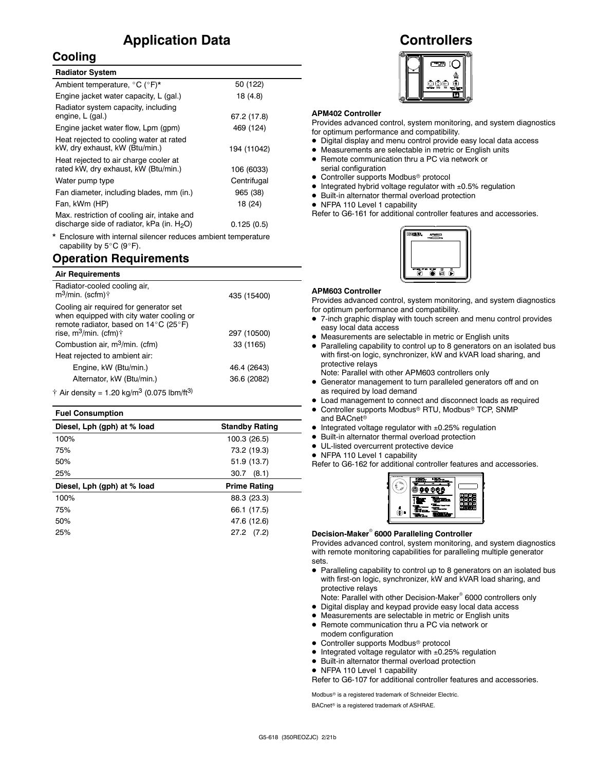# Application Data

## Cooling

| Radiator System | |
|---|---|
| Ambient temperature, °C (°F)* | 50 (122) |
| Engine jacket water capacity, L (gal.) | 18 (4.8) |
| Radiator system capacity, including engine, L (gal.) | 67.2 (17.8) |
| Engine jacket water flow, Lpm (gpm) | 469 (124) |
| Heat rejected to cooling water at rated kW, dry exhaust, kW (Btu/min.) | 194 (11042) |
| Heat rejected to air charge cooler at rated kW, dry exhaust, kW (Btu/min.) | 106 (6033) |
| Water pump type | Centrifugal |
| Fan diameter, including blades, mm (in.) | 965 (38) |
| Fan, kWm (HP) | 18 (24) |
| Max. restriction of cooling air, intake and discharge side of radiator, kPa (in. $H_2O$) | 0.125 (0.5) |

\* Enclosure with internal silencer reduces ambient temperature capability by 5°C (9°F).

## Operation Requirements

| Air Requirements | |
|---|---|
| Radiator-cooled cooling air, $m^3$/min. (scfm)† | 435 (15400) |
| Cooling air required for generator set when equipped with city water cooling or remote radiator, based on 14°C (25°F) rise, $m^3$/min. (cfm)† | 297 (10500) |
| Combustion air, $m^3$/min. (cfm) | 33 (1165) |
| Heat rejected to ambient air: | |
| Engine, kW (Btu/min.) | 46.4 (2643) |
| Alternator, kW (Btu/min.) | 36.6 (2082) |

† Air density = 1.20 kg/$m^3$ (0.075 lbm/$ft^3$)

| Fuel Consumption | |
|---|---|
| **Diesel, Lph (gph) at % load** | **Standby Rating** |
| 100% | 100.3 (26.5) |
| 75% | 73.2 (19.3) |
| 50% | 51.9 (13.7) |
| 25% | 30.7 (8.1) |
| **Diesel, Lph (gph) at % load** | **Prime Rating** |
| 100% | 88.3 (23.3) |
| 75% | 66.1 (17.5) |
| 50% | 47.6 (12.6) |
| 25% | 27.2 (7.2) |

# Controllers

**APM402 Controller**

Provides advanced control, system monitoring, and system diagnostics for optimum performance and compatibility.

- Digital display and menu control provide easy local data access
- Measurements are selectable in metric or English units
- Remote communication thru a PC via network or serial configuration
- Controller supports Modbus® protocol
- Integrated hybrid voltage regulator with ±0.5% regulation
- Built-in alternator thermal overload protection
- NFPA 110 Level 1 capability

Refer to G6-161 for additional controller features and accessories.

**APM603 Controller**

Provides advanced control, system monitoring, and system diagnostics for optimum performance and compatibility.

- 7-inch graphic display with touch screen and menu control provides easy local data access
- Measurements are selectable in metric or English units
- Paralleling capability to control up to 8 generators on an isolated bus with first-on logic, synchronizer, kW and kVAR load sharing, and protective relays
  Note: Parallel with other APM603 controllers only
- Generator management to turn paralleled generators off and on as required by load demand
- Load management to connect and disconnect loads as required
- Controller supports Modbus® RTU, Modbus® TCP, SNMP and BACnet®
- Integrated voltage regulator with ±0.25% regulation
- Built-in alternator thermal overload protection
- UL-listed overcurrent protective device
- NFPA 110 Level 1 capability

Refer to G6-162 for additional controller features and accessories.

**Decision-Maker® 6000 Paralleling Controller**

Provides advanced control, system monitoring, and system diagnostics with remote monitoring capabilities for paralleling multiple generator sets.

- Paralleling capability to control up to 8 generators on an isolated bus with first-on logic, synchronizer, kW and kVAR load sharing, and protective relays
  Note: Parallel with other Decision-Maker® 6000 controllers only
- Digital display and keypad provide easy local data access
- Measurements are selectable in metric or English units
- Remote communication thru a PC via network or modem configuration
- Controller supports Modbus® protocol
- Integrated voltage regulator with ±0.25% regulation
- Built-in alternator thermal overload protection
- NFPA 110 Level 1 capability

Refer to G6-107 for additional controller features and accessories.

Modbus® is a registered trademark of Schneider Electric.

BACnet® is a registered trademark of ASHRAE.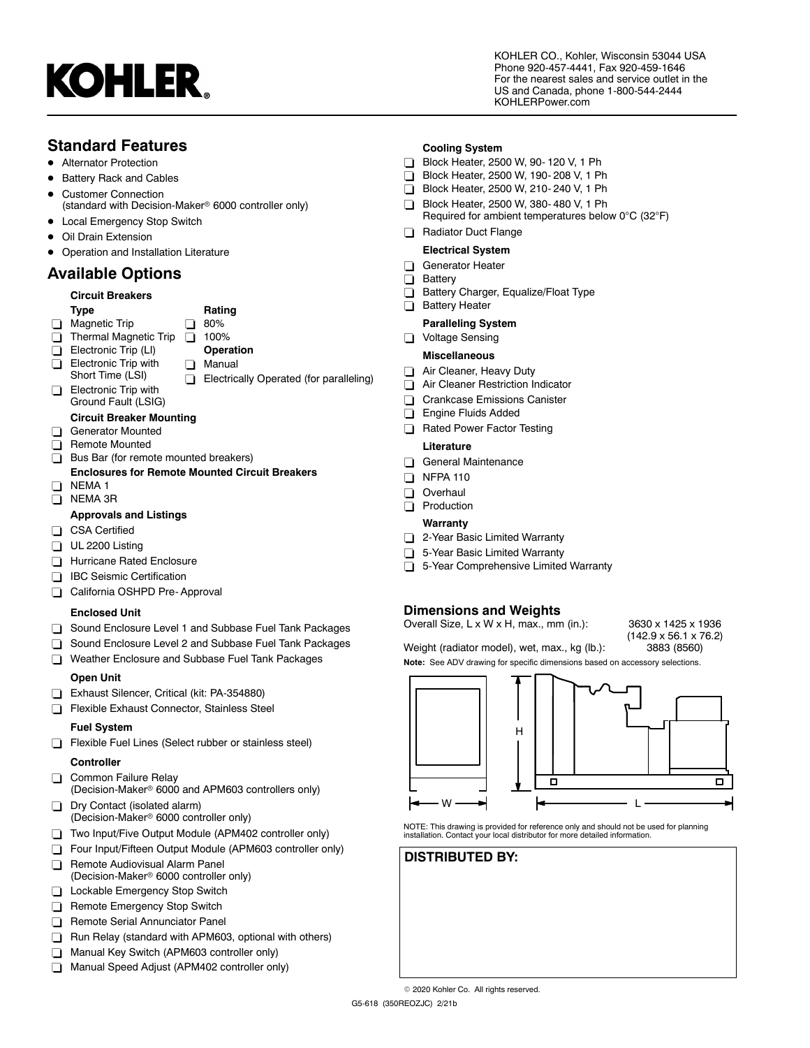KOHLER CO., Kohler, Wisconsin 53044 USA
Phone 920-457-4441, Fax 920-459-1646
For the nearest sales and service outlet in the US and Canada, phone 1-800-544-2444
KOHLERPower.com

## Standard Features

- Alternator Protection
- Battery Rack and Cables
- Customer Connection (standard with Decision-Maker® 6000 controller only)
- Local Emergency Stop Switch
- Oil Drain Extension
- Operation and Installation Literature

## Available Options

### Circuit Breakers

**Type**

- ❑ Magnetic Trip
- ❑ Thermal Magnetic Trip
- ❑ Electronic Trip (LI)
- ❑ Electronic Trip with Short Time (LSI)
- ❑ Electronic Trip with Ground Fault (LSIG)

**Rating**

- ❑ 80%
- ❑ 100%

**Operation**

- ❑ Manual
- ❑ Electrically Operated (for paralleling)

### Circuit Breaker Mounting

- ❑ Generator Mounted
- ❑ Remote Mounted
- ❑ Bus Bar (for remote mounted breakers)

### Enclosures for Remote Mounted Circuit Breakers

- ❑ NEMA 1
- ❑ NEMA 3R

### Approvals and Listings

- ❑ CSA Certified
- ❑ UL 2200 Listing
- ❑ Hurricane Rated Enclosure
- ❑ IBC Seismic Certification
- ❑ California OSHPD Pre- Approval

### Enclosed Unit

- ❑ Sound Enclosure Level 1 and Subbase Fuel Tank Packages
- ❑ Sound Enclosure Level 2 and Subbase Fuel Tank Packages
- ❑ Weather Enclosure and Subbase Fuel Tank Packages

### Open Unit

- ❑ Exhaust Silencer, Critical (kit: PA-354880)
- ❑ Flexible Exhaust Connector, Stainless Steel

### Fuel System

- ❑ Flexible Fuel Lines (Select rubber or stainless steel)

### Controller

- ❑ Common Failure Relay (Decision-Maker® 6000 and APM603 controllers only)
- ❑ Dry Contact (isolated alarm) (Decision-Maker® 6000 controller only)
- ❑ Two Input/Five Output Module (APM402 controller only)
- ❑ Four Input/Fifteen Output Module (APM603 controller only)
- ❑ Remote Audiovisual Alarm Panel (Decision-Maker® 6000 controller only)
- ❑ Lockable Emergency Stop Switch
- ❑ Remote Emergency Stop Switch
- ❑ Remote Serial Annunciator Panel
- ❑ Run Relay (standard with APM603, optional with others)
- ❑ Manual Key Switch (APM603 controller only)
- ❑ Manual Speed Adjust (APM402 controller only)

### Cooling System

- ❑ Block Heater, 2500 W, 90- 120 V, 1 Ph
- ❑ Block Heater, 2500 W, 190- 208 V, 1 Ph
- ❑ Block Heater, 2500 W, 210- 240 V, 1 Ph
- ❑ Block Heater, 2500 W, 380- 480 V, 1 Ph
  Required for ambient temperatures below 0°C (32°F)
- ❑ Radiator Duct Flange

### Electrical System

- ❑ Generator Heater
- ❑ Battery
- ❑ Battery Charger, Equalize/Float Type
- ❑ Battery Heater

### Paralleling System

- ❑ Voltage Sensing

### Miscellaneous

- ❑ Air Cleaner, Heavy Duty
- ❑ Air Cleaner Restriction Indicator
- ❑ Crankcase Emissions Canister
- ❑ Engine Fluids Added
- ❑ Rated Power Factor Testing

### Literature

- ❑ General Maintenance
- ❑ NFPA 110
- ❑ Overhaul
- ❑ Production

### Warranty

- ❑ 2-Year Basic Limited Warranty
- ❑ 5-Year Basic Limited Warranty
- ❑ 5-Year Comprehensive Limited Warranty

## Dimensions and Weights

Overall Size, L x W x H, max., mm (in.): 3630 x 1425 x 1936 (142.9 x 56.1 x 76.2)

Weight (radiator model), wet, max., kg (lb.): 3883 (8560)

**Note:** See ADV drawing for specific dimensions based on accessory selections.

H

W

L

NOTE: This drawing is provided for reference only and should not be used for planning installation. Contact your local distributor for more detailed information.

**DISTRIBUTED BY:**

© 2020 Kohler Co. All rights reserved.

G5-618 (350REOZJC) 2/21b